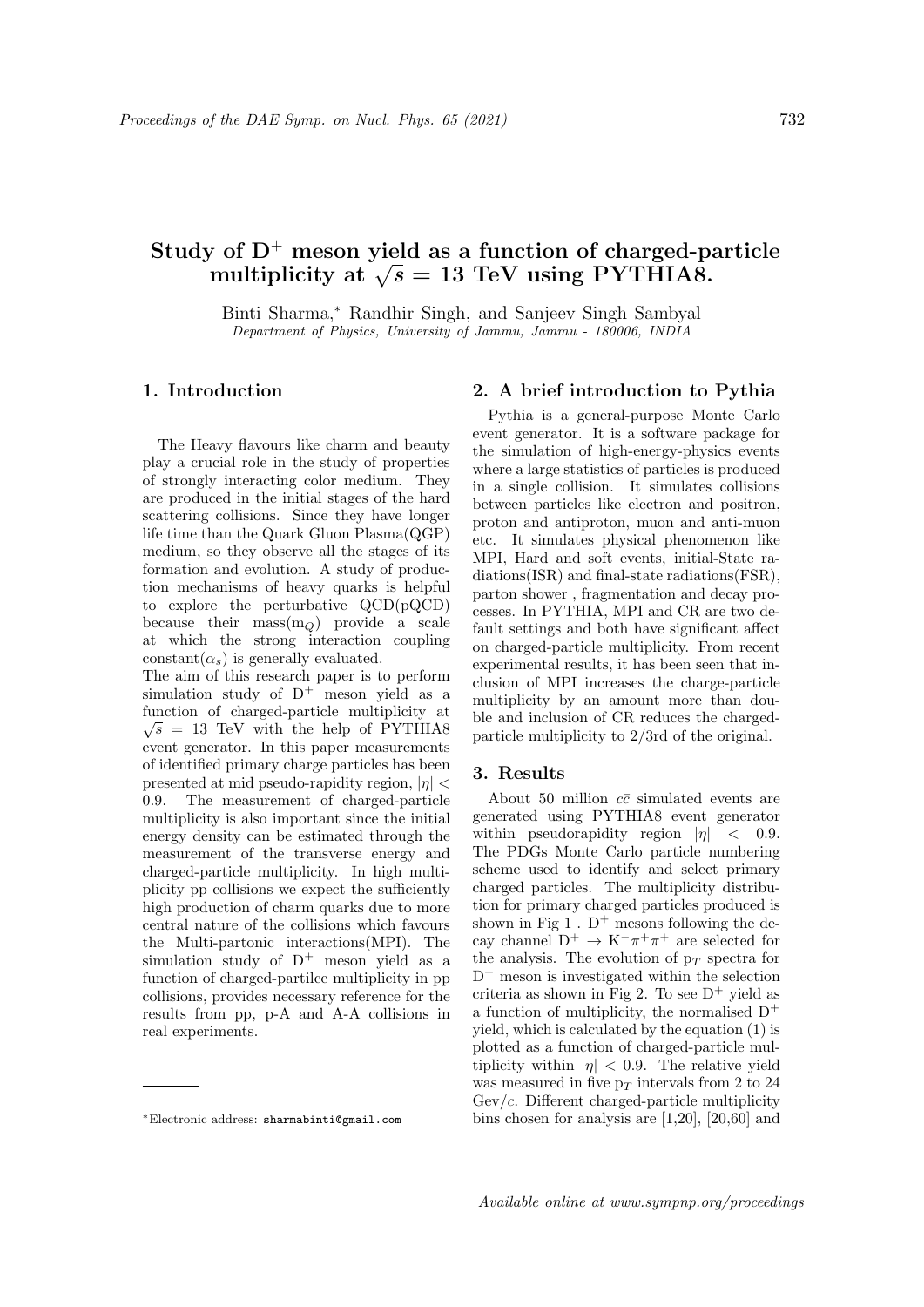# Study of D$^{+}$ meson yield as a function of charged-particle multiplicity at $\sqrt{s} = 13$ TeV using PYTHIA8.

Binti Sharma,* Randhir Singh, and Sanjeev Singh Sambyal

*Department of Physics, University of Jammu, Jammu - 180006, INDIA*

## 1. Introduction

The Heavy flavours like charm and beauty play a crucial role in the study of properties of strongly interacting color medium. They are produced in the initial stages of the hard scattering collisions. Since they have longer life time than the Quark Gluon Plasma(QGP) medium, so they observe all the stages of its formation and evolution. A study of production mechanisms of heavy quarks is helpful to explore the perturbative QCD(pQCD) because their mass($m_Q$) provide a scale at which the strong interaction coupling constant($\alpha_s$) is generally evaluated.

The aim of this research paper is to perform simulation study of D$^{+}$ meson yield as a function of charged-particle multiplicity at $\sqrt{s} = 13$ TeV with the help of PYTHIA8 event generator. In this paper measurements of identified primary charge particles has been presented at mid pseudo-rapidity region, $|\eta| < 0.9$. The measurement of charged-particle multiplicity is also important since the initial energy density can be estimated through the measurement of the transverse energy and charged-particle multiplicity. In high multiplicity pp collisions we expect the sufficiently high production of charm quarks due to more central nature of the collisions which favours the Multi-partonic interactions(MPI). The simulation study of D$^{+}$ meson yield as a function of charged-partilce multiplicity in pp collisions, provides necessary reference for the results from pp, p-A and A-A collisions in real experiments.

*Electronic address: sharmabinti@gmail.com

## 2. A brief introduction to Pythia

Pythia is a general-purpose Monte Carlo event generator. It is a software package for the simulation of high-energy-physics events where a large statistics of particles is produced in a single collision. It simulates collisions between particles like electron and positron, proton and antiproton, muon and anti-muon etc. It simulates physical phenomenon like MPI, Hard and soft events, initial-State radiations(ISR) and final-state radiations(FSR), parton shower , fragmentation and decay processes. In PYTHIA, MPI and CR are two default settings and both have significant affect on charged-particle multiplicity. From recent experimental results, it has been seen that inclusion of MPI increases the charge-particle multiplicity by an amount more than double and inclusion of CR reduces the charged-particle multiplicity to 2/3rd of the original.

## 3. Results

About 50 million $c\bar{c}$ simulated events are generated using PYTHIA8 event generator within pseudorapidity region $|\eta| < 0.9$. The PDGs Monte Carlo particle numbering scheme used to identify and select primary charged particles. The multiplicity distribution for primary charged particles produced is shown in Fig 1 . D$^{+}$ mesons following the decay channel $D^{+} \rightarrow K^{-}\pi^{+}\pi^{+}$ are selected for the analysis. The evolution of $p_T$ spectra for D$^{+}$ meson is investigated within the selection criteria as shown in Fig 2. To see D$^{+}$ yield as a function of multiplicity, the normalised D$^{+}$ yield, which is calculated by the equation (1) is plotted as a function of charged-particle multiplicity within $|\eta| < 0.9$. The relative yield was measured in five $p_T$ intervals from 2 to 24 Gev/$c$. Different charged-particle multiplicity bins chosen for analysis are [1,20], [20,60] and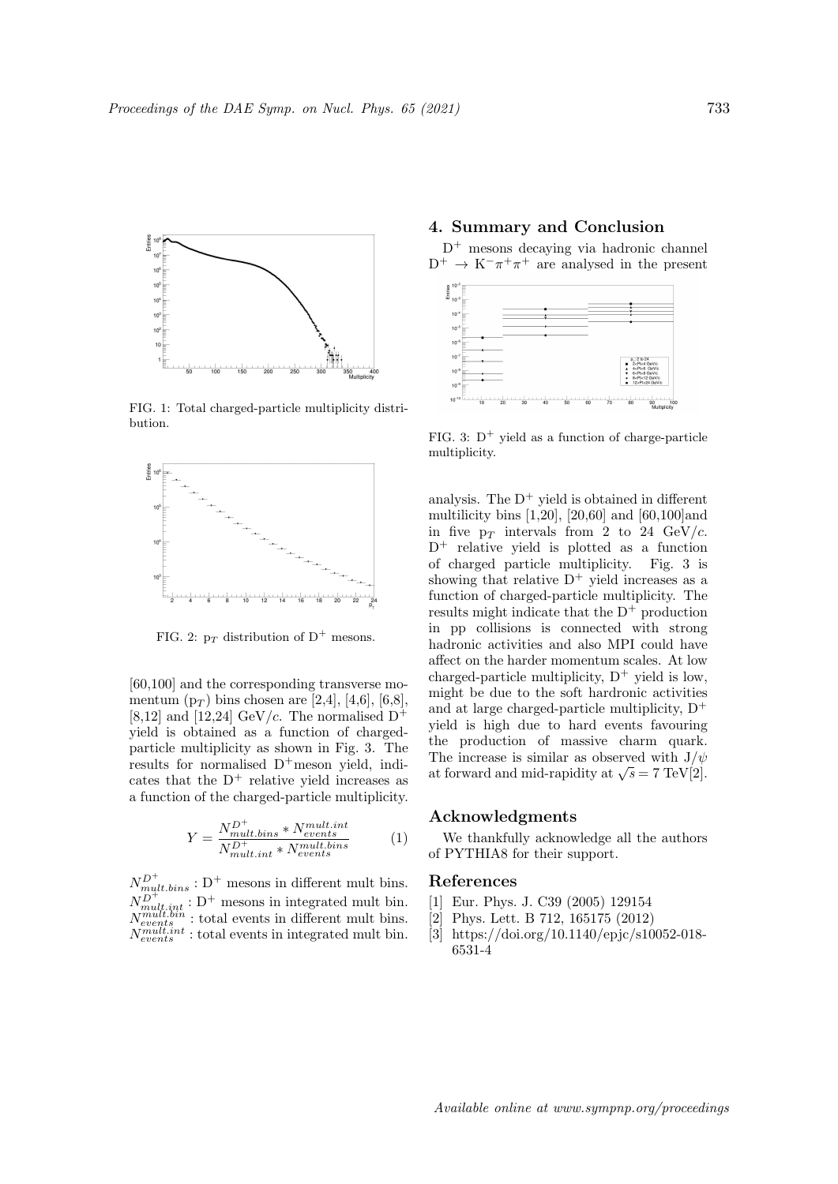Entries

$10^8$
$10^7$
$10^6$
$10^5$
$10^4$
$10^3$
$10^2$
10
1

50 100 150 200 250 300 350 400
Multiplicity

FIG. 1: Total charged-particle multiplicity distribution.

Entries

$10^6$
$10^5$
$10^4$
$10^3$

2 4 6 8 10 12 14 16 18 20 22 24
$p_T$

FIG. 2: $p_T$ distribution of $D^+$ mesons.

[60,100] and the corresponding transverse momentum ($p_T$) bins chosen are [2,4], [4,6], [6,8], [8,12] and [12,24] GeV/$c$. The normalised $D^+$ yield is obtained as a function of charged-particle multiplicity as shown in Fig. 3. The results for normalised $D^+$meson yield, indicates that the $D^+$ relative yield increases as a function of the charged-particle multiplicity.

$$Y = \frac{N^{D^+}_{mult.bins} * N^{mult.int}_{events}}{N^{D^+}_{mult.int} * N^{mult.bins}_{events}} \quad (1)$$

$N^{D^+}_{mult.bins}$ : $D^+$ mesons in different mult bins.
$N^{D^+}_{mult.int}$ : $D^+$ mesons in integrated mult bin.
$N^{mult.bin}_{events}$ : total events in different mult bins.
$N^{mult.int}_{events}$ : total events in integrated mult bin.

## 4. Summary and Conclusion

$D^+$ mesons decaying via hadronic channel $D^+ \rightarrow K^-\pi^+\pi^+$ are analysed in the present analysis. The $D^+$ yield is obtained in different multilicity bins [1,20], [20,60] and [60,100]and in five $p_T$ intervals from 2 to 24 GeV/$c$. $D^+$ relative yield is plotted as a function of charged particle multiplicity. Fig. 3 is showing that relative $D^+$ yield increases as a function of charged-particle multiplicity. The results might indicate that the $D^+$ production in pp collisions is connected with strong hadronic activities and also MPI could have affect on the harder momentum scales. At low charged-particle multiplicity, $D^+$ yield is low, might be due to the soft hardronic activities and at large charged-particle multiplicity, $D^+$ yield is high due to hard events favouring the production of massive charm quark. The increase is similar as observed with J/$\psi$ at forward and mid-rapidity at $\sqrt{s} = 7$ TeV[2].

Entries

$10^{-2}$
$10^{-3}$
$10^{-4}$
$10^{-5}$
$10^{-6}$
$10^{-7}$
$10^{-8}$
$10^{-9}$
$10^{-10}$

10 20 30 40 50 60 70 80 90 100
Multiplicity

$p_T$: 2 to 24
2<Pt<4 GeV/c
4<Pt<6 GeV/c
6<Pt<8 GeV/c
8<Pt<12 GeV/c
12<Pt<24 GeV/c

FIG. 3: $D^+$ yield as a function of charge-particle multiplicity.

## Acknowledgments

We thankfully acknowledge all the authors of PYTHIA8 for their support.

## References

[1] Eur. Phys. J. C39 (2005) 129154
[2] Phys. Lett. B 712, 165175 (2012)
[3] https://doi.org/10.1140/epjc/s10052-018-6531-4